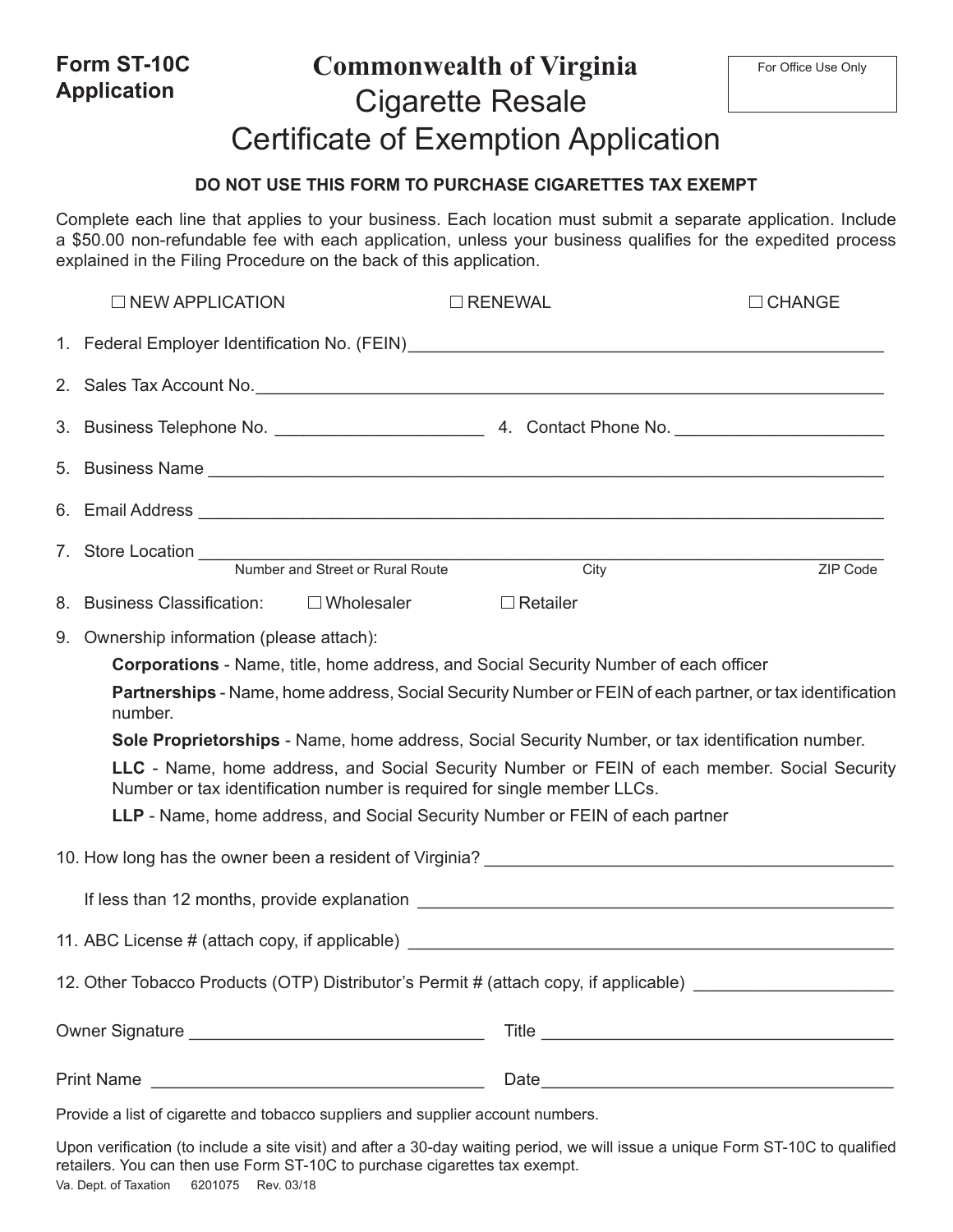**Form ST-10C Application**

# Commonwealth of Virginia
## Cigarette Resale Certificate of Exemption Application

For Office Use Only

**DO NOT USE THIS FORM TO PURCHASE CIGARETTES TAX EXEMPT**

Complete each line that applies to your business. Each location must submit a separate application. Include a $50.00 non-refundable fee with each application, unless your business qualifies for the expedited process explained in the Filing Procedure on the back of this application.

☐ NEW APPLICATION ☐ RENEWAL ☐ CHANGE

1. Federal Employer Identification No. (FEIN)\_\_\_\_\_\_\_\_\_\_\_\_\_\_\_\_\_\_\_\_

2. Sales Tax Account No.\_\_\_\_\_\_\_\_\_\_\_\_\_\_\_\_\_\_\_\_

3. Business Telephone No. \_\_\_\_\_\_\_\_\_\_\_\_\_\_\_\_\_\_\_\_ 4. Contact Phone No. \_\_\_\_\_\_\_\_\_\_\_\_\_\_\_\_\_\_\_\_

5. Business Name \_\_\_\_\_\_\_\_\_\_\_\_\_\_\_\_\_\_\_\_

6. Email Address \_\_\_\_\_\_\_\_\_\_\_\_\_\_\_\_\_\_\_\_

7. Store Location \_\_\_\_\_\_\_\_\_\_\_\_\_\_\_\_\_\_\_\_
   Number and Street or Rural Route City ZIP Code

8. Business Classification: ☐ Wholesaler ☐ Retailer

9. Ownership information (please attach):

   **Corporations** - Name, title, home address, and Social Security Number of each officer

   **Partnerships** - Name, home address, Social Security Number or FEIN of each partner, or tax identification number.

   **Sole Proprietorships** - Name, home address, Social Security Number, or tax identification number.

   **LLC** - Name, home address, and Social Security Number or FEIN of each member. Social Security Number or tax identification number is required for single member LLCs.

   **LLP** - Name, home address, and Social Security Number or FEIN of each partner

10. How long has the owner been a resident of Virginia? \_\_\_\_\_\_\_\_\_\_\_\_\_\_\_\_\_\_\_\_

    If less than 12 months, provide explanation \_\_\_\_\_\_\_\_\_\_\_\_\_\_\_\_\_\_\_\_

11. ABC License # (attach copy, if applicable) \_\_\_\_\_\_\_\_\_\_\_\_\_\_\_\_\_\_\_\_

12. Other Tobacco Products (OTP) Distributor's Permit # (attach copy, if applicable) \_\_\_\_\_\_\_\_\_\_\_\_\_\_\_\_\_\_\_\_

Owner Signature \_\_\_\_\_\_\_\_\_\_\_\_\_\_\_\_\_\_\_\_ Title \_\_\_\_\_\_\_\_\_\_\_\_\_\_\_\_\_\_\_\_

Print Name \_\_\_\_\_\_\_\_\_\_\_\_\_\_\_\_\_\_\_\_ Date\_\_\_\_\_\_\_\_\_\_\_\_\_\_\_\_\_\_\_\_

Provide a list of cigarette and tobacco suppliers and supplier account numbers.

Upon verification (to include a site visit) and after a 30-day waiting period, we will issue a unique Form ST-10C to qualified retailers. You can then use Form ST-10C to purchase cigarettes tax exempt.

Va. Dept. of Taxation 6201075 Rev. 03/18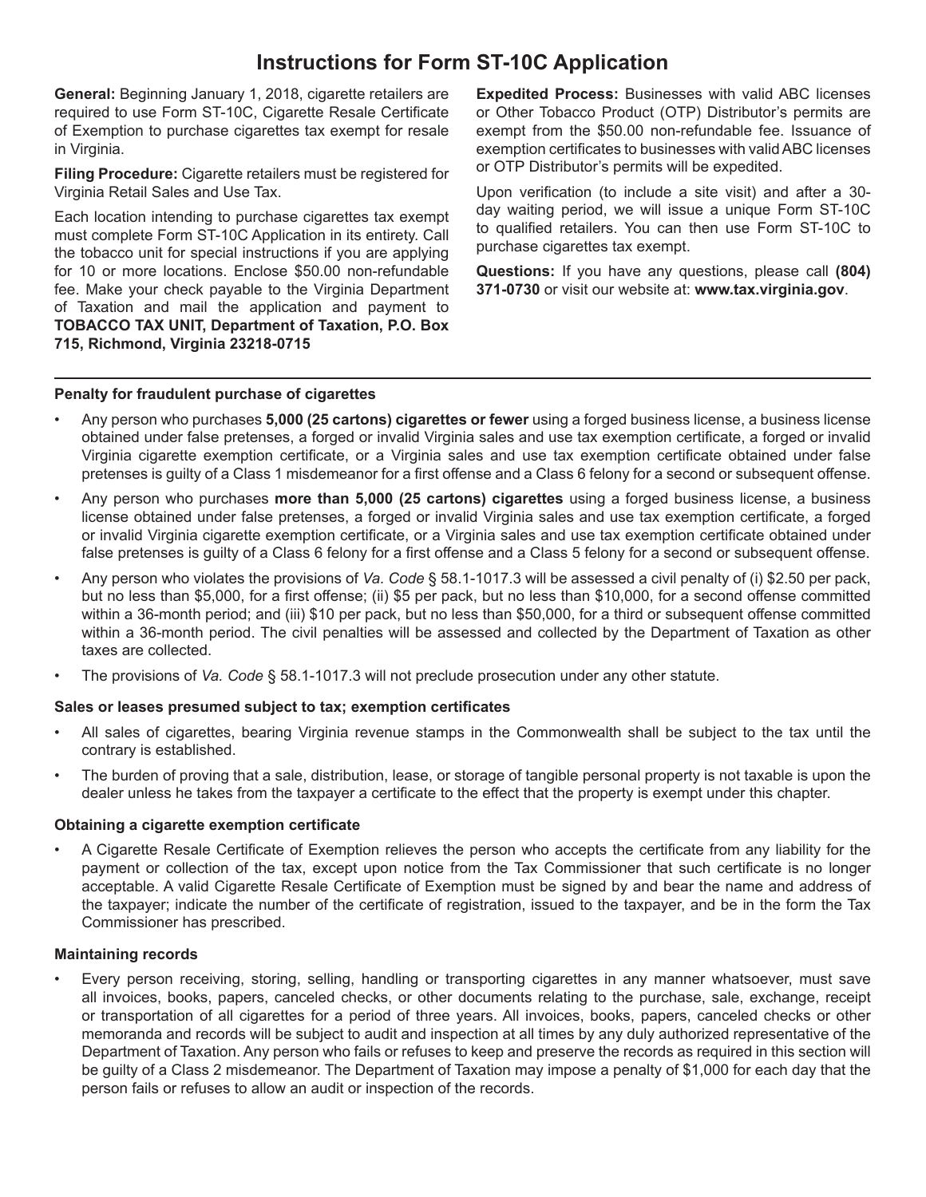# Instructions for Form ST-10C Application

**General:** Beginning January 1, 2018, cigarette retailers are required to use Form ST-10C, Cigarette Resale Certificate of Exemption to purchase cigarettes tax exempt for resale in Virginia.

**Filing Procedure:** Cigarette retailers must be registered for Virginia Retail Sales and Use Tax.

Each location intending to purchase cigarettes tax exempt must complete Form ST-10C Application in its entirety. Call the tobacco unit for special instructions if you are applying for 10 or more locations. Enclose $50.00 non-refundable fee. Make your check payable to the Virginia Department of Taxation and mail the application and payment to **TOBACCO TAX UNIT, Department of Taxation, P.O. Box 715, Richmond, Virginia 23218-0715**

**Expedited Process:** Businesses with valid ABC licenses or Other Tobacco Product (OTP) Distributor's permits are exempt from the $50.00 non-refundable fee. Issuance of exemption certificates to businesses with valid ABC licenses or OTP Distributor's permits will be expedited.

Upon verification (to include a site visit) and after a 30-day waiting period, we will issue a unique Form ST-10C to qualified retailers. You can then use Form ST-10C to purchase cigarettes tax exempt.

**Questions:** If you have any questions, please call **(804) 371-0730** or visit our website at: **www.tax.virginia.gov**.

---

### Penalty for fraudulent purchase of cigarettes

- Any person who purchases **5,000 (25 cartons) cigarettes or fewer** using a forged business license, a business license obtained under false pretenses, a forged or invalid Virginia sales and use tax exemption certificate, a forged or invalid Virginia cigarette exemption certificate, or a Virginia sales and use tax exemption certificate obtained under false pretenses is guilty of a Class 1 misdemeanor for a first offense and a Class 6 felony for a second or subsequent offense.
- Any person who purchases **more than 5,000 (25 cartons) cigarettes** using a forged business license, a business license obtained under false pretenses, a forged or invalid Virginia sales and use tax exemption certificate, a forged or invalid Virginia cigarette exemption certificate, or a Virginia sales and use tax exemption certificate obtained under false pretenses is guilty of a Class 6 felony for a first offense and a Class 5 felony for a second or subsequent offense.
- Any person who violates the provisions of *Va. Code* § 58.1-1017.3 will be assessed a civil penalty of (i) $2.50 per pack, but no less than $5,000, for a first offense; (ii) $5 per pack, but no less than $10,000, for a second offense committed within a 36-month period; and (iii) $10 per pack, but no less than $50,000, for a third or subsequent offense committed within a 36-month period. The civil penalties will be assessed and collected by the Department of Taxation as other taxes are collected.
- The provisions of *Va. Code* § 58.1-1017.3 will not preclude prosecution under any other statute.

### Sales or leases presumed subject to tax; exemption certificates

- All sales of cigarettes, bearing Virginia revenue stamps in the Commonwealth shall be subject to the tax until the contrary is established.
- The burden of proving that a sale, distribution, lease, or storage of tangible personal property is not taxable is upon the dealer unless he takes from the taxpayer a certificate to the effect that the property is exempt under this chapter.

### Obtaining a cigarette exemption certificate

- A Cigarette Resale Certificate of Exemption relieves the person who accepts the certificate from any liability for the payment or collection of the tax, except upon notice from the Tax Commissioner that such certificate is no longer acceptable. A valid Cigarette Resale Certificate of Exemption must be signed by and bear the name and address of the taxpayer; indicate the number of the certificate of registration, issued to the taxpayer, and be in the form the Tax Commissioner has prescribed.

### Maintaining records

- Every person receiving, storing, selling, handling or transporting cigarettes in any manner whatsoever, must save all invoices, books, papers, canceled checks, or other documents relating to the purchase, sale, exchange, receipt or transportation of all cigarettes for a period of three years. All invoices, books, papers, canceled checks or other memoranda and records will be subject to audit and inspection at all times by any duly authorized representative of the Department of Taxation. Any person who fails or refuses to keep and preserve the records as required in this section will be guilty of a Class 2 misdemeanor. The Department of Taxation may impose a penalty of $1,000 for each day that the person fails or refuses to allow an audit or inspection of the records.